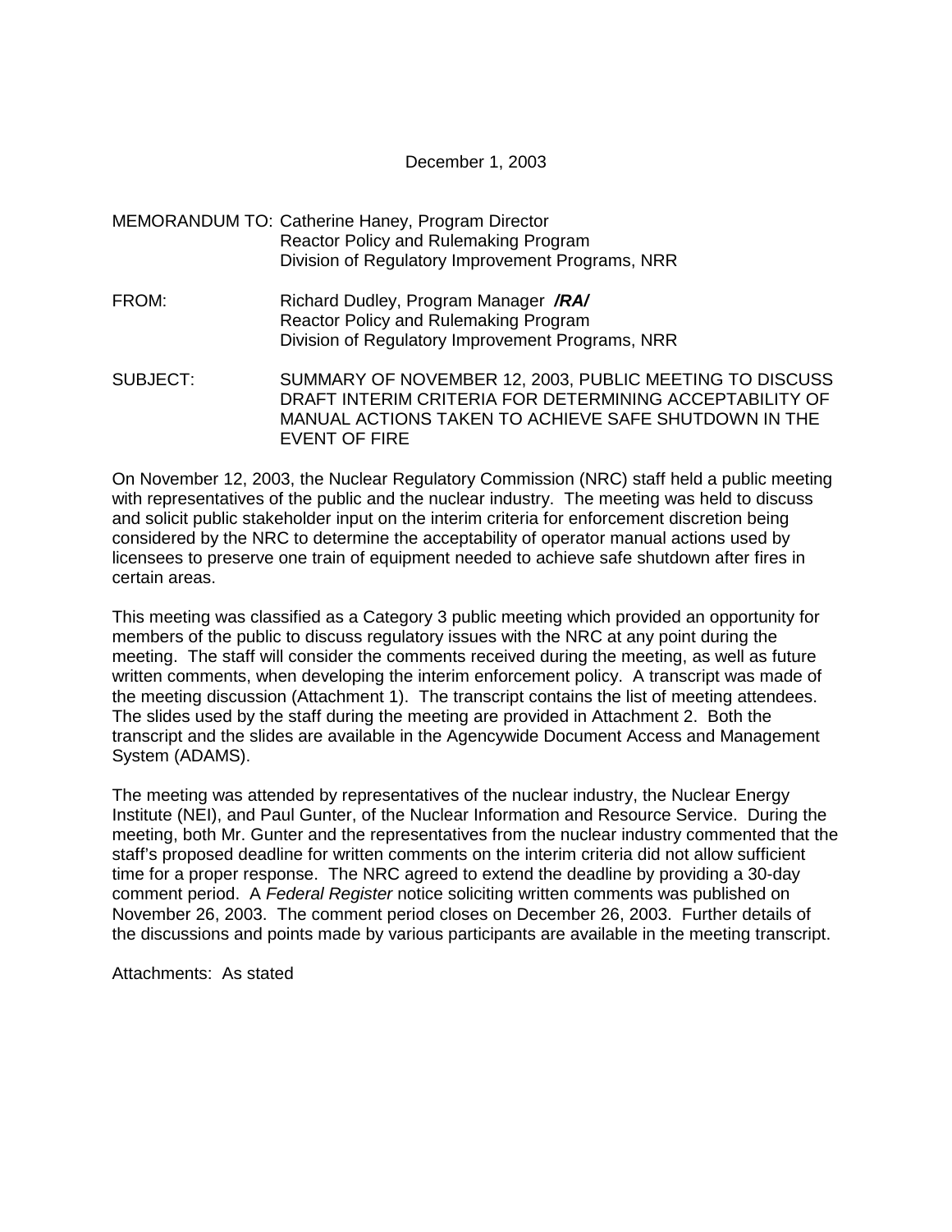December 1, 2003

MEMORANDUM TO: Catherine Haney, Program Director
Reactor Policy and Rulemaking Program
Division of Regulatory Improvement Programs, NRR

FROM: Richard Dudley, Program Manager ***/RA/***
Reactor Policy and Rulemaking Program
Division of Regulatory Improvement Programs, NRR

SUBJECT: SUMMARY OF NOVEMBER 12, 2003, PUBLIC MEETING TO DISCUSS DRAFT INTERIM CRITERIA FOR DETERMINING ACCEPTABILITY OF MANUAL ACTIONS TAKEN TO ACHIEVE SAFE SHUTDOWN IN THE EVENT OF FIRE

On November 12, 2003, the Nuclear Regulatory Commission (NRC) staff held a public meeting with representatives of the public and the nuclear industry. The meeting was held to discuss and solicit public stakeholder input on the interim criteria for enforcement discretion being considered by the NRC to determine the acceptability of operator manual actions used by licensees to preserve one train of equipment needed to achieve safe shutdown after fires in certain areas.

This meeting was classified as a Category 3 public meeting which provided an opportunity for members of the public to discuss regulatory issues with the NRC at any point during the meeting. The staff will consider the comments received during the meeting, as well as future written comments, when developing the interim enforcement policy. A transcript was made of the meeting discussion (Attachment 1). The transcript contains the list of meeting attendees. The slides used by the staff during the meeting are provided in Attachment 2. Both the transcript and the slides are available in the Agencywide Document Access and Management System (ADAMS).

The meeting was attended by representatives of the nuclear industry, the Nuclear Energy Institute (NEI), and Paul Gunter, of the Nuclear Information and Resource Service. During the meeting, both Mr. Gunter and the representatives from the nuclear industry commented that the staff's proposed deadline for written comments on the interim criteria did not allow sufficient time for a proper response. The NRC agreed to extend the deadline by providing a 30-day comment period. A *Federal Register* notice soliciting written comments was published on November 26, 2003. The comment period closes on December 26, 2003. Further details of the discussions and points made by various participants are available in the meeting transcript.

Attachments: As stated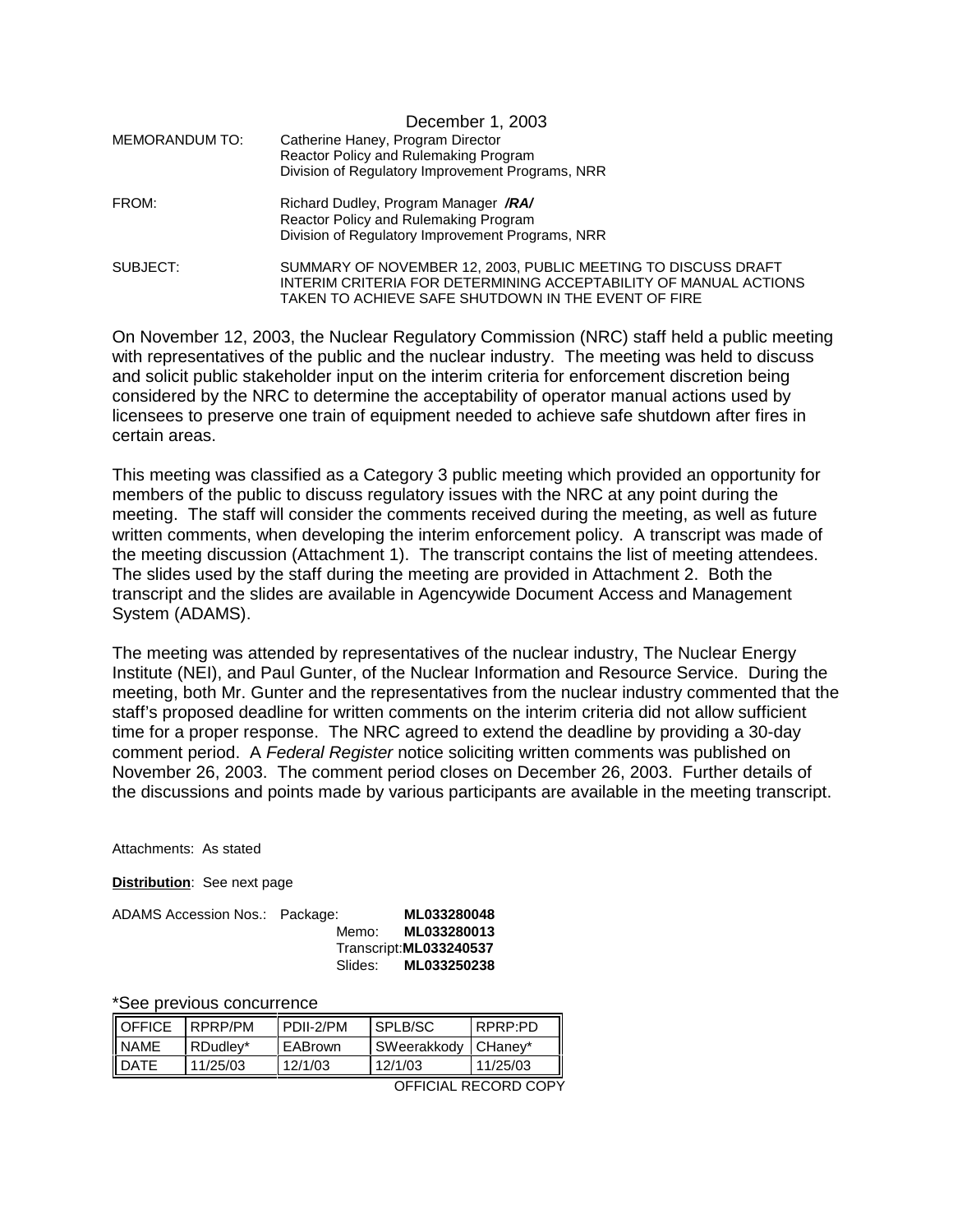December 1, 2003

MEMORANDUM TO: Catherine Haney, Program Director
Reactor Policy and Rulemaking Program
Division of Regulatory Improvement Programs, NRR

FROM: Richard Dudley, Program Manager ***/RA/***
Reactor Policy and Rulemaking Program
Division of Regulatory Improvement Programs, NRR

SUBJECT: SUMMARY OF NOVEMBER 12, 2003, PUBLIC MEETING TO DISCUSS DRAFT INTERIM CRITERIA FOR DETERMINING ACCEPTABILITY OF MANUAL ACTIONS TAKEN TO ACHIEVE SAFE SHUTDOWN IN THE EVENT OF FIRE

On November 12, 2003, the Nuclear Regulatory Commission (NRC) staff held a public meeting with representatives of the public and the nuclear industry. The meeting was held to discuss and solicit public stakeholder input on the interim criteria for enforcement discretion being considered by the NRC to determine the acceptability of operator manual actions used by licensees to preserve one train of equipment needed to achieve safe shutdown after fires in certain areas.

This meeting was classified as a Category 3 public meeting which provided an opportunity for members of the public to discuss regulatory issues with the NRC at any point during the meeting. The staff will consider the comments received during the meeting, as well as future written comments, when developing the interim enforcement policy. A transcript was made of the meeting discussion (Attachment 1). The transcript contains the list of meeting attendees. The slides used by the staff during the meeting are provided in Attachment 2. Both the transcript and the slides are available in Agencywide Document Access and Management System (ADAMS).

The meeting was attended by representatives of the nuclear industry, The Nuclear Energy Institute (NEI), and Paul Gunter, of the Nuclear Information and Resource Service. During the meeting, both Mr. Gunter and the representatives from the nuclear industry commented that the staff's proposed deadline for written comments on the interim criteria did not allow sufficient time for a proper response. The NRC agreed to extend the deadline by providing a 30-day comment period. A *Federal Register* notice soliciting written comments was published on November 26, 2003. The comment period closes on December 26, 2003. Further details of the discussions and points made by various participants are available in the meeting transcript.

Attachments: As stated

**Distribution**: See next page

ADAMS Accession Nos.: Package: **ML033280048**
Memo: **ML033280013**
Transcript: **ML033240537**
Slides: **ML033250238**

*See previous concurrence

| OFFICE | RPRP/PM | PDII-2/PM | SPLB/SC | RPRP:PD |
|---|---|---|---|---|
| NAME | RDudley* | EABrown | SWeerakkody | CHaney* |
| DATE | 11/25/03 | 12/1/03 | 12/1/03 | 11/25/03 |

OFFICIAL RECORD COPY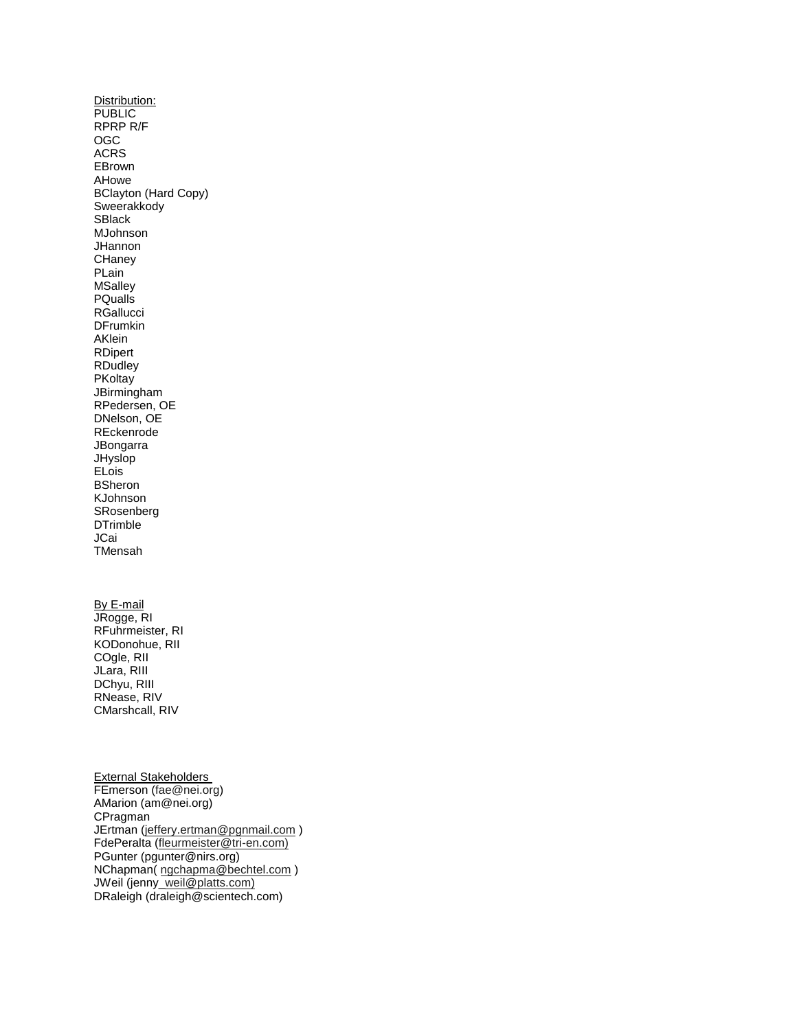Distribution:
PUBLIC
RPRP R/F
OGC
ACRS
EBrown
AHowe
BClayton (Hard Copy)
Sweerakkody
SBlack
MJohnson
JHannon
CHaney
PLain
MSalley
PQualls
RGallucci
DFrumkin
AKlein
RDipert
RDudley
PKoltay
JBirmingham
RPedersen, OE
DNelson, OE
REckenrode
JBongarra
JHyslop
ELois
BSheron
KJohnson
SRosenberg
DTrimble
JCai
TMensah

By E-mail
JRogge, RI
RFuhrmeister, RI
KODonohue, RII
COgle, RII
JLara, RIII
DChyu, RIII
RNease, RIV
CMarshcall, RIV

External Stakeholders
FEmerson (fae@nei.org)
AMarion (am@nei.org)
CPragman
JErtman (jeffery.ertman@pgnmail.com )
FdePeralta (fleurmeister@tri-en.com)
PGunter (pgunter@nirs.org)
NChapman( ngchapma@bechtel.com )
JWeil (jenny_weil@platts.com)
DRaleigh (draleigh@scientech.com)